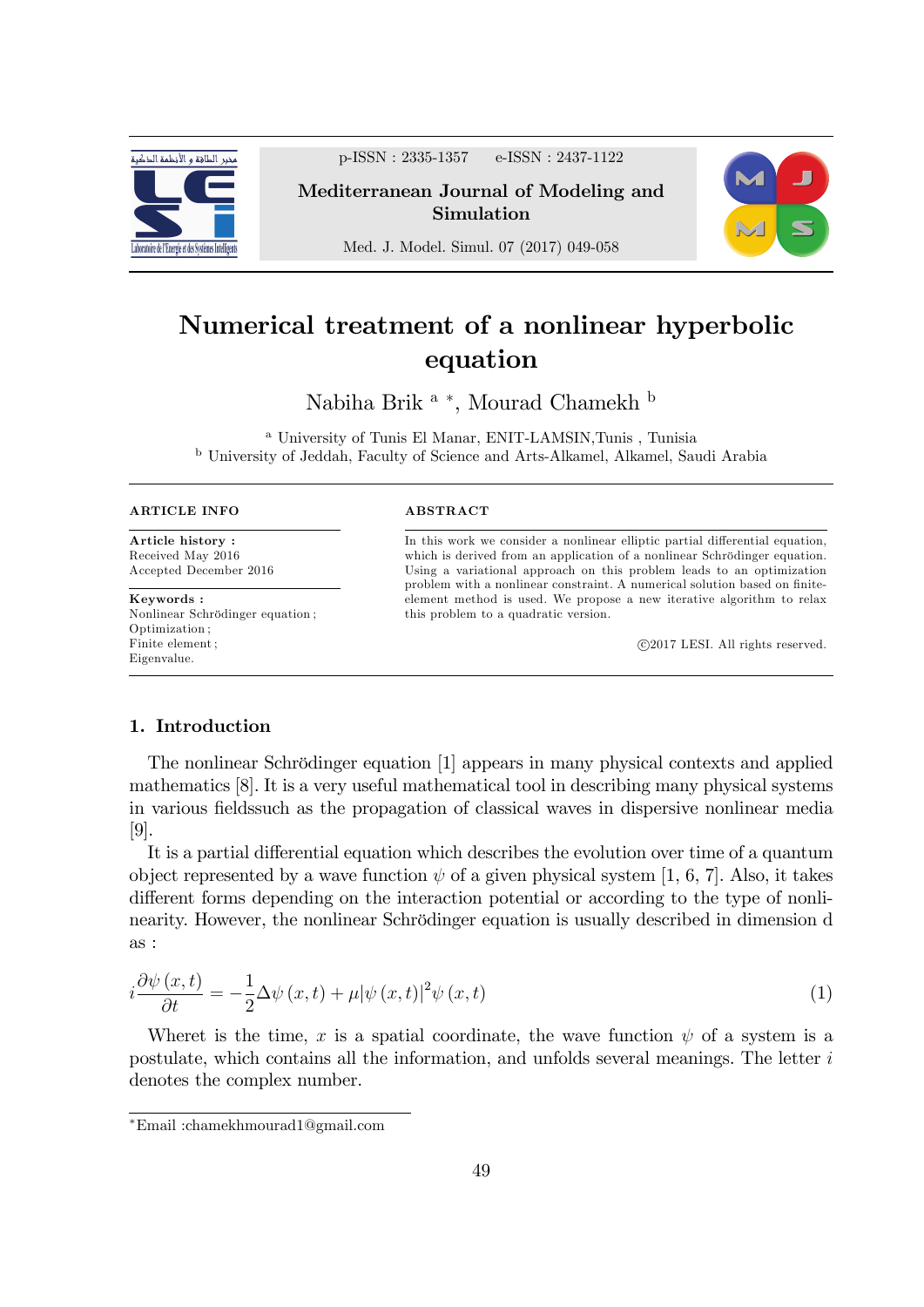# Numerical treatment of a nonlinear hyperbolic equation

Nabiha Brik [a] [*], Mourad Chamekh [b]

[a] University of Tunis El Manar, ENIT-LAMSIN,Tunis , Tunisia
[b] University of Jeddah, Faculty of Science and Arts-Alkamel, Alkamel, Saudi Arabia

**ARTICLE INFO**

**Article history :**
Received May 2016
Accepted December 2016

**Keywords :**
Nonlinear Schrödinger equation ;
Optimization ;
Finite element ;
Eigenvalue.

**ABSTRACT**

In this work we consider a nonlinear elliptic partial differential equation, which is derived from an application of a nonlinear Schrödinger equation. Using a variational approach on this problem leads to an optimization problem with a nonlinear constraint. A numerical solution based on finite-element method is used. We propose a new iterative algorithm to relax this problem to a quadratic version.

©2017 LESI. All rights reserved.

## 1. Introduction

The nonlinear Schrödinger equation [1] appears in many physical contexts and applied mathematics [8]. It is a very useful mathematical tool in describing many physical systems in various fieldssuch as the propagation of classical waves in dispersive nonlinear media [9].

It is a partial differential equation which describes the evolution over time of a quantum object represented by a wave function $\psi$ of a given physical system [1, 6, 7]. Also, it takes different forms depending on the interaction potential or according to the type of nonlinearity. However, the nonlinear Schrödinger equation is usually described in dimension d as :

$$i\frac{\partial\psi(x,t)}{\partial t} = -\frac{1}{2}\Delta\psi(x,t) + \mu|\psi(x,t)|^2\psi(x,t) \tag{1}$$

Wheret is the time, $x$ is a spatial coordinate, the wave function $\psi$ of a system is a postulate, which contains all the information, and unfolds several meanings. The letter $i$ denotes the complex number.

[*]Email :chamekhmourad1@gmail.com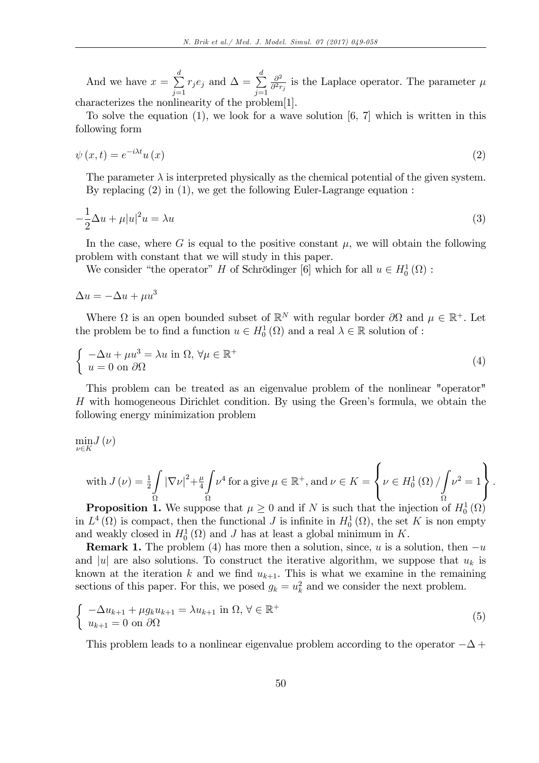And we have $x = \sum_{j=1}^{d} r_j e_j$ and $\Delta = \sum_{j=1}^{d} \frac{\partial^2}{\partial^2 r_j}$ is the Laplace operator. The parameter $\mu$ characterizes the nonlinearity of the problem[1].

To solve the equation (1), we look for a wave solution [6, 7] which is written in this following form

$$\psi(x,t) = e^{-i\lambda t} u(x) \tag{2}$$

The parameter $\lambda$ is interpreted physically as the chemical potential of the given system.

By replacing (2) in (1), we get the following Euler-Lagrange equation :

$$-\frac{1}{2}\Delta u + \mu |u|^2 u = \lambda u \tag{3}$$

In the case, where $G$ is equal to the positive constant $\mu$, we will obtain the following problem with constant that we will study in this paper.

We consider "the operator" $H$ of Schrödinger [6] which for all $u \in H_0^1(\Omega)$ :

$$\Delta u = -\Delta u + \mu u^3$$

Where $\Omega$ is an open bounded subset of $\mathbb{R}^N$ with regular border $\partial\Omega$ and $\mu \in \mathbb{R}^+$. Let the problem be to find a function $u \in H_0^1(\Omega)$ and a real $\lambda \in \mathbb{R}$ solution of :

$$\begin{cases} -\Delta u + \mu u^3 = \lambda u \text{ in } \Omega, \ \forall \mu \in \mathbb{R}^+ \\ u = 0 \text{ on } \partial\Omega \end{cases} \tag{4}$$

This problem can be treated as an eigenvalue problem of the nonlinear "operator" $H$ with homogeneous Dirichlet condition. By using the Green's formula, we obtain the following energy minimization problem

$$\min_{\nu \in K} J(\nu)$$

with $J(\nu) = \frac{1}{2}\int_\Omega |\nabla \nu|^2 + \frac{\mu}{4}\int_\Omega \nu^4$ for a give $\mu \in \mathbb{R}^+$, and $\nu \in K = \left\{ \nu \in H_0^1(\Omega) / \int_\Omega \nu^2 = 1 \right\}$.

**Proposition 1.** We suppose that $\mu \geq 0$ and if $N$ is such that the injection of $H_0^1(\Omega)$ in $L^4(\Omega)$ is compact, then the functional $J$ is infinite in $H_0^1(\Omega)$, the set $K$ is non empty and weakly closed in $H_0^1(\Omega)$ and $J$ has at least a global minimum in $K$.

**Remark 1.** The problem (4) has more then a solution, since, $u$ is a solution, then $-u$ and $|u|$ are also solutions. To construct the iterative algorithm, we suppose that $u_k$ is known at the iteration $k$ and we find $u_{k+1}$. This is what we examine in the remaining sections of this paper. For this, we posed $g_k = u_k^2$ and we consider the next problem.

$$\begin{cases} -\Delta u_{k+1} + \mu g_k u_{k+1} = \lambda u_{k+1} \text{ in } \Omega, \ \forall \in \mathbb{R}^+ \\ u_{k+1} = 0 \text{ on } \partial\Omega \end{cases} \tag{5}$$

This problem leads to a nonlinear eigenvalue problem according to the operator $-\Delta +$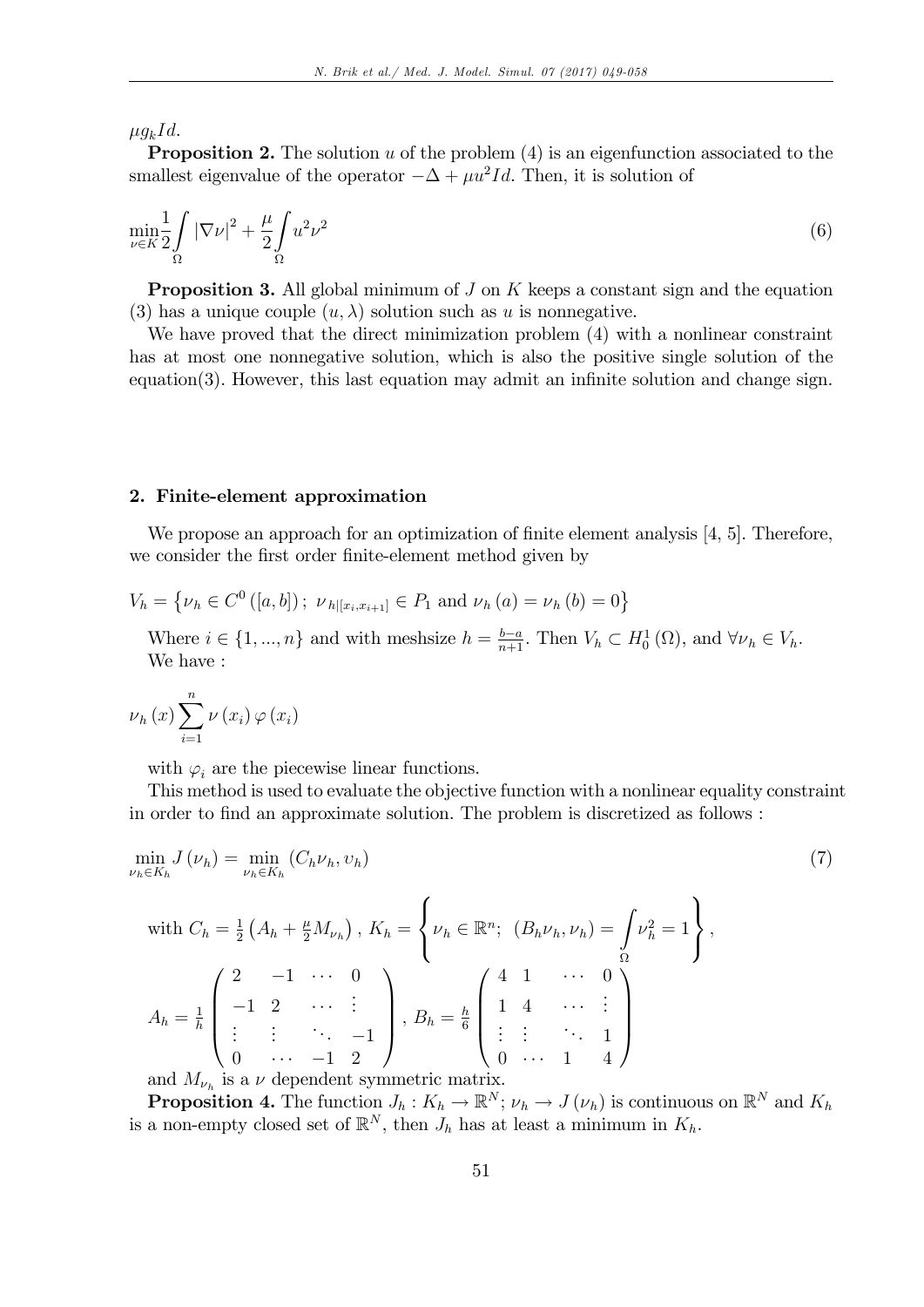$\mu g_k Id$.

**Proposition 2.** The solution $u$ of the problem (4) is an eigenfunction associated to the smallest eigenvalue of the operator $-\Delta + \mu u^2 Id$. Then, it is solution of

$$\min_{\nu \in K} \frac{1}{2} \int_{\Omega} |\nabla \nu|^2 + \frac{\mu}{2} \int_{\Omega} u^2 \nu^2 \tag{6}$$

**Proposition 3.** All global minimum of $J$ on $K$ keeps a constant sign and the equation (3) has a unique couple $(u, \lambda)$ solution such as $u$ is nonnegative.

We have proved that the direct minimization problem (4) with a nonlinear constraint has at most one nonnegative solution, which is also the positive single solution of the equation(3). However, this last equation may admit an infinite solution and change sign.

## 2. Finite-element approximation

We propose an approach for an optimization of finite element analysis [4, 5]. Therefore, we consider the first order finite-element method given by

$$V_h = \left\{ \nu_h \in C^0([a, b]);\ \nu_{h|[x_i, x_{i+1}]} \in P_1 \text{ and } \nu_h(a) = \nu_h(b) = 0 \right\}$$

Where $i \in \{1, ..., n\}$ and with meshsize $h = \frac{b-a}{n+1}$. Then $V_h \subset H_0^1(\Omega)$, and $\forall \nu_h \in V_h$. We have :

$$\nu_h(x) \sum_{i=1}^{n} \nu(x_i) \varphi(x_i)$$

with $\varphi_i$ are the piecewise linear functions.

This method is used to evaluate the objective function with a nonlinear equality constraint in order to find an approximate solution. The problem is discretized as follows :

$$\min_{\nu_h \in K_h} J(\nu_h) = \min_{\nu_h \in K_h} (C_h \nu_h, \upsilon_h) \tag{7}$$

with $C_h = \frac{1}{2}\left(A_h + \frac{\mu}{2} M_{\nu_h}\right)$, $K_h = \left\{ \nu_h \in \mathbb{R}^n;\ (B_h \nu_h, \nu_h) = \int_{\Omega} \nu_h^2 = 1 \right\}$,

$$A_h = \frac{1}{h} \begin{pmatrix} 2 & -1 & \cdots & 0 \\ -1 & 2 & \cdots & \vdots \\ \vdots & \vdots & \ddots & -1 \\ 0 & \cdots & -1 & 2 \end{pmatrix},\ B_h = \frac{h}{6} \begin{pmatrix} 4 & 1 & \cdots & 0 \\ 1 & 4 & \cdots & \vdots \\ \vdots & \vdots & \ddots & 1 \\ 0 & \cdots & 1 & 4 \end{pmatrix}$$

and $M_{\nu_h}$ is a $\nu$ dependent symmetric matrix.

**Proposition 4.** The function $J_h : K_h \to \mathbb{R}^N;\ \nu_h \to J(\nu_h)$ is continuous on $\mathbb{R}^N$ and $K_h$ is a non-empty closed set of $\mathbb{R}^N$, then $J_h$ has at least a minimum in $K_h$.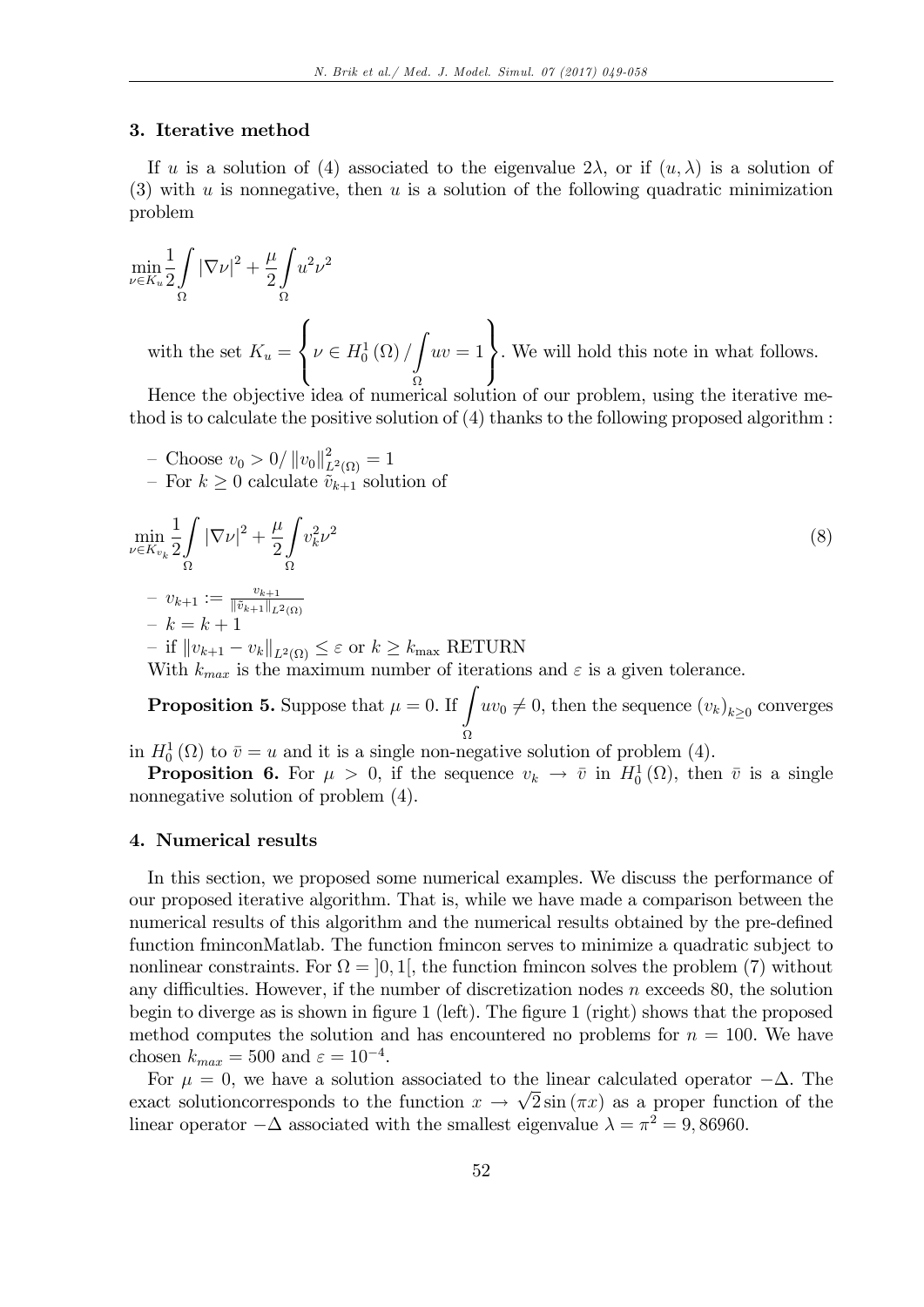### 3. Iterative method

If $u$ is a solution of (4) associated to the eigenvalue $2\lambda$, or if $(u, \lambda)$ is a solution of (3) with $u$ is nonnegative, then $u$ is a solution of the following quadratic minimization problem

$$\min_{\nu \in K_u} \frac{1}{2} \int_{\Omega} |\nabla \nu|^2 + \frac{\mu}{2} \int_{\Omega} u^2 \nu^2$$

with the set $K_u = \left\{ \nu \in H_0^1(\Omega) / \int_{\Omega} uv = 1 \right\}$. We will hold this note in what follows.

Hence the objective idea of numerical solution of our problem, using the iterative method is to calculate the positive solution of (4) thanks to the following proposed algorithm :

- Choose $v_0 > 0 / \|v_0\|^2_{L^2(\Omega)} = 1$
- For $k \geq 0$ calculate $\tilde{v}_{k+1}$ solution of

$$\min_{\nu \in K_{v_k}} \frac{1}{2} \int_{\Omega} |\nabla \nu|^2 + \frac{\mu}{2} \int_{\Omega} v_k^2 \nu^2 \tag{8}$$

- $v_{k+1} := \frac{v_{k+1}}{\|\tilde{v}_{k+1}\|_{L^2(\Omega)}}$
- $k = k + 1$
- if $\|v_{k+1} - v_k\|_{L^2(\Omega)} \leq \varepsilon$ or $k \geq k_{\max}$ RETURN

With $k_{max}$ is the maximum number of iterations and $\varepsilon$ is a given tolerance.

**Proposition 5.** Suppose that $\mu = 0$. If $\int_{\Omega} uv_0 \neq 0$, then the sequence $(v_k)_{k \geq 0}$ converges in $H_0^1(\Omega)$ to $\bar{v} = u$ and it is a single non-negative solution of problem (4).

**Proposition 6.** For $\mu > 0$, if the sequence $v_k \to \bar{v}$ in $H_0^1(\Omega)$, then $\bar{v}$ is a single nonnegative solution of problem (4).

### 4. Numerical results

In this section, we proposed some numerical examples. We discuss the performance of our proposed iterative algorithm. That is, while we have made a comparison between the numerical results of this algorithm and the numerical results obtained by the pre-defined function fminconMatlab. The function fmincon serves to minimize a quadratic subject to nonlinear constraints. For $\Omega = ]0, 1[$, the function fmincon solves the problem (7) without any difficulties. However, if the number of discretization nodes $n$ exceeds 80, the solution begin to diverge as is shown in figure 1 (left). The figure 1 (right) shows that the proposed method computes the solution and has encountered no problems for $n = 100$. We have chosen $k_{max} = 500$ and $\varepsilon = 10^{-4}$.

For $\mu = 0$, we have a solution associated to the linear calculated operator $-\Delta$. The exact solutioncorresponds to the function $x \to \sqrt{2} \sin(\pi x)$ as a proper function of the linear operator $-\Delta$ associated with the smallest eigenvalue $\lambda = \pi^2 = 9,86960$.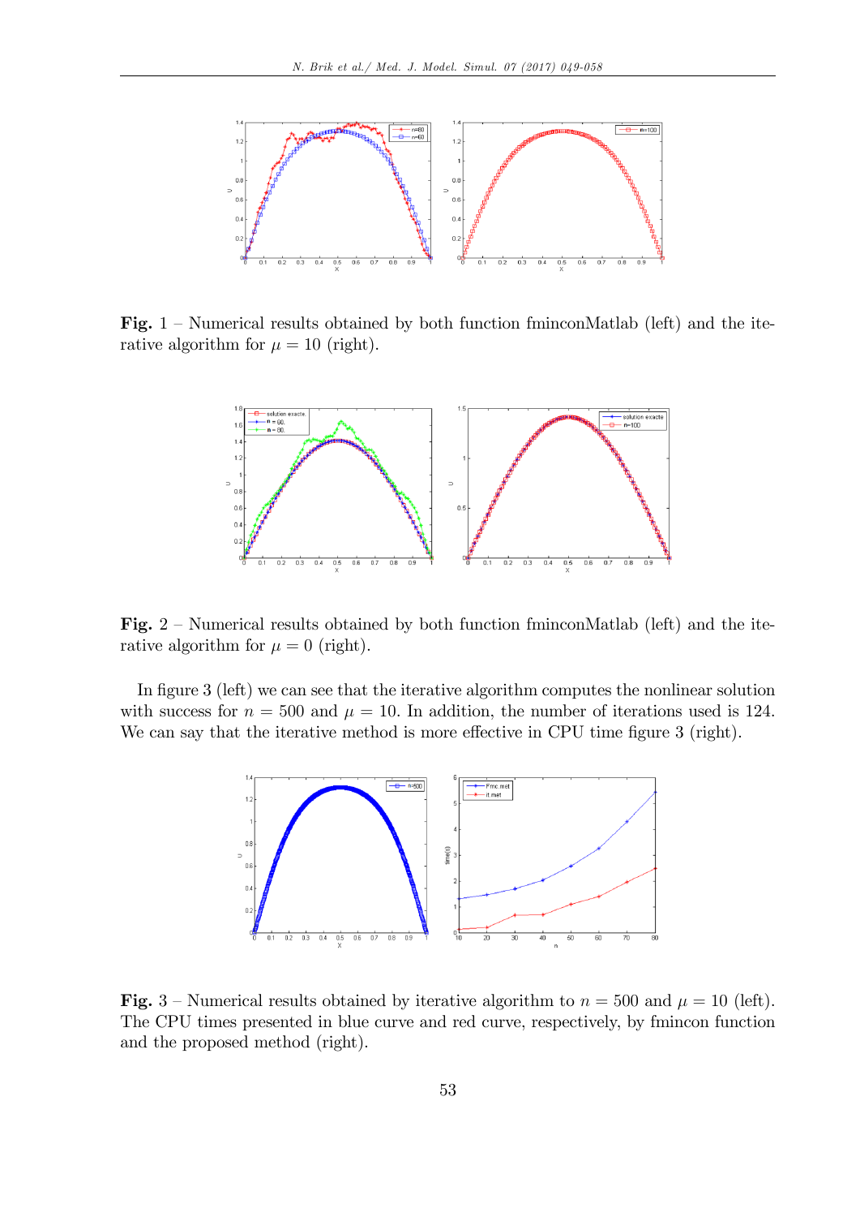**Fig.** 1 – Numerical results obtained by both function fminconMatlab (left) and the iterative algorithm for $\mu = 10$ (right).

**Fig.** 2 – Numerical results obtained by both function fminconMatlab (left) and the iterative algorithm for $\mu = 0$ (right).

In figure 3 (left) we can see that the iterative algorithm computes the nonlinear solution with success for $n = 500$ and $\mu = 10$. In addition, the number of iterations used is 124. We can say that the iterative method is more effective in CPU time figure 3 (right).

**Fig.** 3 – Numerical results obtained by iterative algorithm to $n = 500$ and $\mu = 10$ (left). The CPU times presented in blue curve and red curve, respectively, by fmincon function and the proposed method (right).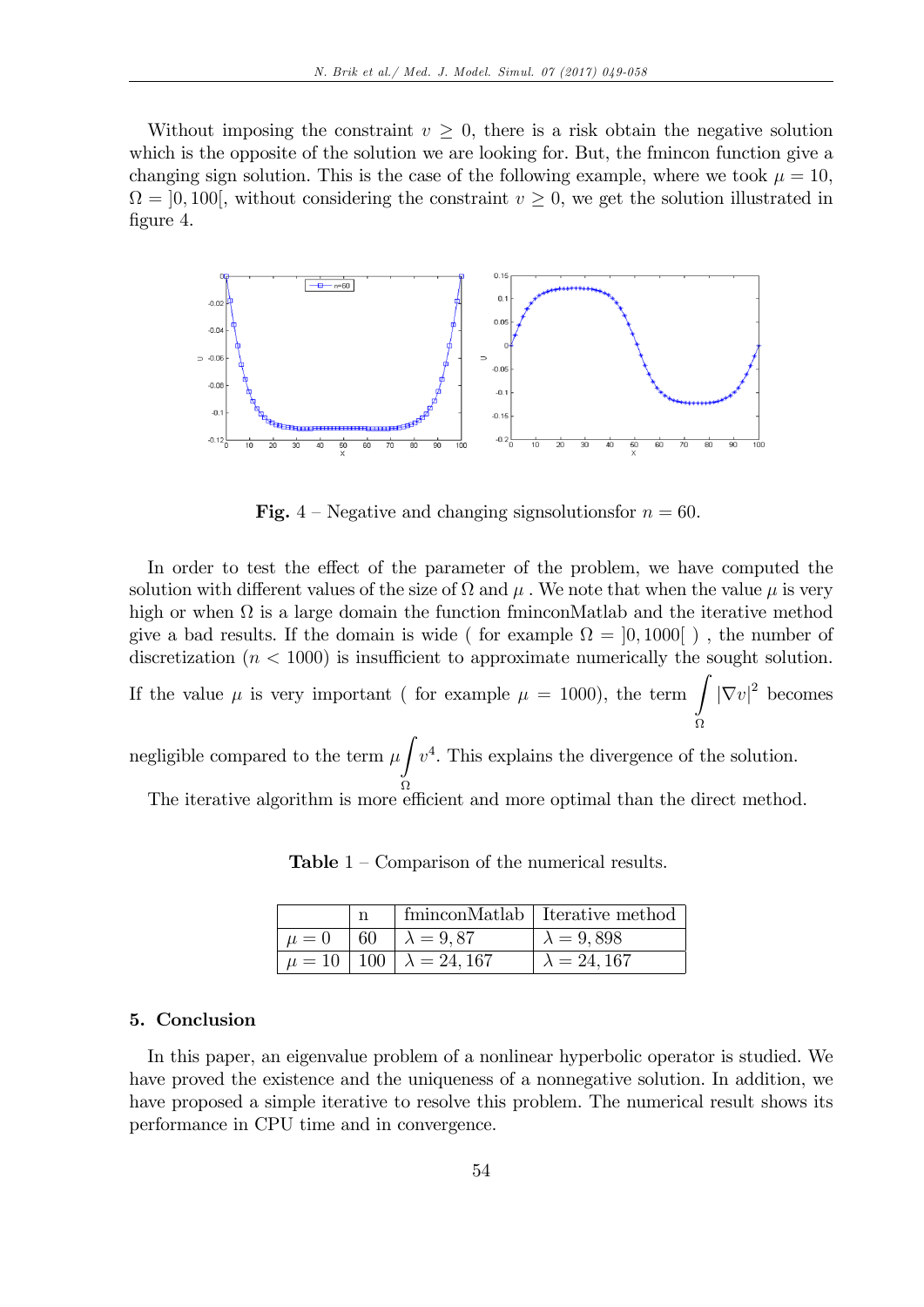Without imposing the constraint $v \geq 0$, there is a risk obtain the negative solution which is the opposite of the solution we are looking for. But, the fmincon function give a changing sign solution. This is the case of the following example, where we took $\mu = 10$, $\Omega = ]0, 100[$, without considering the constraint $v \geq 0$, we get the solution illustrated in figure 4.

**Fig.** 4 – Negative and changing signsolutionsfor $n = 60$.

In order to test the effect of the parameter of the problem, we have computed the solution with different values of the size of $\Omega$ and $\mu$ . We note that when the value $\mu$ is very high or when $\Omega$ is a large domain the function fminconMatlab and the iterative method give a bad results. If the domain is wide ( for example $\Omega = ]0, 1000[$ ) , the number of discretization ($n < 1000$) is insufficient to approximate numerically the sought solution. If the value $\mu$ is very important ( for example $\mu = 1000$), the term $\int_\Omega |\nabla v|^2$ becomes negligible compared to the term $\mu \int_\Omega v^4$. This explains the divergence of the solution.

The iterative algorithm is more efficient and more optimal than the direct method.

**Table** 1 – Comparison of the numerical results.

| | n | fminconMatlab | Iterative method |
|---|---|---|---|
| $\mu = 0$ | 60 | $\lambda = 9,87$ | $\lambda = 9,898$ |
| $\mu = 10$ | 100 | $\lambda = 24,167$ | $\lambda = 24,167$ |

## 5. Conclusion

In this paper, an eigenvalue problem of a nonlinear hyperbolic operator is studied. We have proved the existence and the uniqueness of a nonnegative solution. In addition, we have proposed a simple iterative to resolve this problem. The numerical result shows its performance in CPU time and in convergence.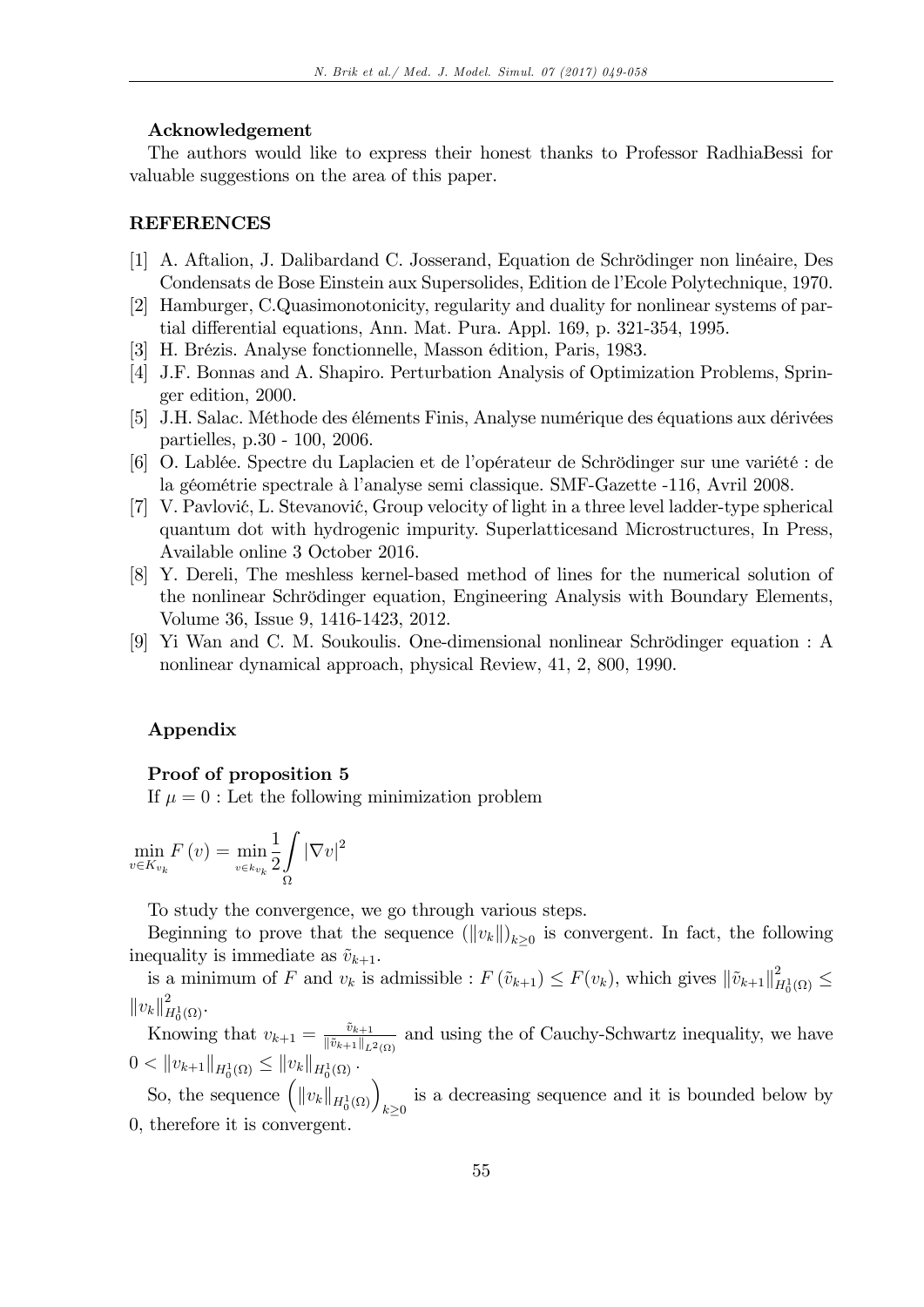**Acknowledgement**

The authors would like to express their honest thanks to Professor RadhiaBessi for valuable suggestions on the area of this paper.

## REFERENCES

[1] A. Aftalion, J. Dalibardand C. Josserand, Equation de Schrödinger non linéaire, Des Condensats de Bose Einstein aux Supersolides, Edition de l'Ecole Polytechnique, 1970.

[2] Hamburger, C.Quasimonotonicity, regularity and duality for nonlinear systems of partial differential equations, Ann. Mat. Pura. Appl. 169, p. 321-354, 1995.

[3] H. Brézis. Analyse fonctionnelle, Masson édition, Paris, 1983.

[4] J.F. Bonnas and A. Shapiro. Perturbation Analysis of Optimization Problems, Springer edition, 2000.

[5] J.H. Salac. Méthode des éléments Finis, Analyse numérique des équations aux dérivées partielles, p.30 - 100, 2006.

[6] O. Lablée. Spectre du Laplacien et de l'opérateur de Schrödinger sur une variété : de la géométrie spectrale à l'analyse semi classique. SMF-Gazette -116, Avril 2008.

[7] V. Pavlović, L. Stevanović, Group velocity of light in a three level ladder-type spherical quantum dot with hydrogenic impurity. Superlatticesand Microstructures, In Press, Available online 3 October 2016.

[8] Y. Dereli, The meshless kernel-based method of lines for the numerical solution of the nonlinear Schrödinger equation, Engineering Analysis with Boundary Elements, Volume 36, Issue 9, 1416-1423, 2012.

[9] Yi Wan and C. M. Soukoulis. One-dimensional nonlinear Schrödinger equation : A nonlinear dynamical approach, physical Review, 41, 2, 800, 1990.

**Appendix**

**Proof of proposition 5**

If $\mu = 0$ : Let the following minimization problem

$$\min_{v \in K_{v_k}} F(v) = \min_{v \in k_{v_k}} \frac{1}{2} \int_{\Omega} |\nabla v|^2$$

To study the convergence, we go through various steps.

Beginning to prove that the sequence $(\|v_k\|)_{k \geq 0}$ is convergent. In fact, the following inequality is immediate as $\tilde{v}_{k+1}$.

is a minimum of $F$ and $v_k$ is admissible : $F(\tilde{v}_{k+1}) \leq F(v_k)$, which gives $\|\tilde{v}_{k+1}\|^2_{H^1_0(\Omega)} \leq \|v_k\|^2_{H^1_0(\Omega)}$.

Knowing that $v_{k+1} = \frac{\tilde{v}_{k+1}}{\|\tilde{v}_{k+1}\|_{L^2(\Omega)}}$ and using the of Cauchy-Schwartz inequality, we have $0 < \|v_{k+1}\|_{H^1_0(\Omega)} \leq \|v_k\|_{H^1_0(\Omega)}$.

So, the sequence $\left(\|v_k\|_{H^1_0(\Omega)}\right)_{k \geq 0}$ is a decreasing sequence and it is bounded below by 0, therefore it is convergent.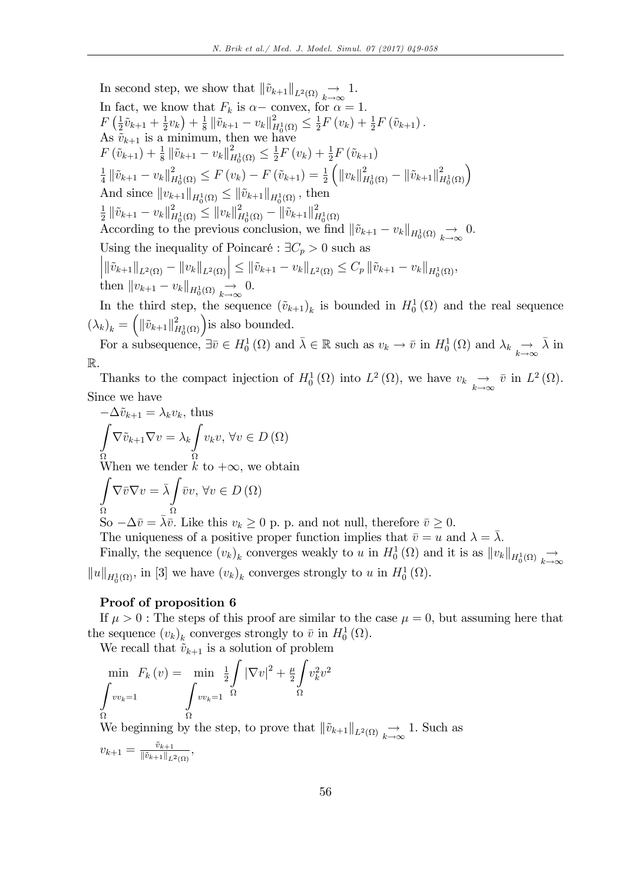In second step, we show that $\|\tilde{v}_{k+1}\|_{L^2(\Omega)} \underset{k\to\infty}{\to} 1$.

In fact, we know that $F_k$ is $\alpha-$ convex, for $\alpha = 1$.

$F\left(\frac{1}{2}\tilde{v}_{k+1} + \frac{1}{2}v_k\right) + \frac{1}{8}\|\tilde{v}_{k+1} - v_k\|^2_{H_0^1(\Omega)} \leq \frac{1}{2}F(v_k) + \frac{1}{2}F(\tilde{v}_{k+1})$.

As $\tilde{v}_{k+1}$ is a minimum, then we have

$F(\tilde{v}_{k+1}) + \frac{1}{8}\|\tilde{v}_{k+1} - v_k\|^2_{H_0^1(\Omega)} \leq \frac{1}{2}F(v_k) + \frac{1}{2}F(\tilde{v}_{k+1})$

$\frac{1}{4}\|\tilde{v}_{k+1} - v_k\|^2_{H_0^1(\Omega)} \leq F(v_k) - F(\tilde{v}_{k+1}) = \frac{1}{2}\left(\|v_k\|^2_{H_0^1(\Omega)} - \|\tilde{v}_{k+1}\|^2_{H_0^1(\Omega)}\right)$

And since $\|v_{k+1}\|_{H_0^1(\Omega)} \leq \|\tilde{v}_{k+1}\|_{H_0^1(\Omega)}$, then

$\frac{1}{2}\|\tilde{v}_{k+1} - v_k\|^2_{H_0^1(\Omega)} \leq \|v_k\|^2_{H_0^1(\Omega)} - \|\tilde{v}_{k+1}\|^2_{H_0^1(\Omega)}$

According to the previous conclusion, we find $\|\tilde{v}_{k+1} - v_k\|_{H_0^1(\Omega)} \underset{k\to\infty}{\to} 0$.

Using the inequality of Poincaré : $\exists C_p > 0$ such as

$\left|\|\tilde{v}_{k+1}\|_{L^2(\Omega)} - \|v_k\|_{L^2(\Omega)}\right| \leq \|\tilde{v}_{k+1} - v_k\|_{L^2(\Omega)} \leq C_p\|\tilde{v}_{k+1} - v_k\|_{H_0^1(\Omega)}$,

then $\|v_{k+1} - v_k\|_{H_0^1(\Omega)} \underset{k\to\infty}{\to} 0$.

In the third step, the sequence $(\tilde{v}_{k+1})_k$ is bounded in $H_0^1(\Omega)$ and the real sequence $(\lambda_k)_k = \left(\|\tilde{v}_{k+1}\|^2_{H_0^1(\Omega)}\right)$is also bounded.

For a subsequence, $\exists \bar{v} \in H_0^1(\Omega)$ and $\bar{\lambda} \in \mathbb{R}$ such as $v_k \to \bar{v}$ in $H_0^1(\Omega)$ and $\lambda_k \underset{k\to\infty}{\to} \bar{\lambda}$ in $\mathbb{R}$.

Thanks to the compact injection of $H_0^1(\Omega)$ into $L^2(\Omega)$, we have $v_k \underset{k\to\infty}{\to} \bar{v}$ in $L^2(\Omega)$. Since we have

$-\Delta\tilde{v}_{k+1} = \lambda_k v_k$, thus

$$\int_\Omega \nabla\tilde{v}_{k+1}\nabla v = \lambda_k \int_\Omega v_k v,\ \forall v \in D(\Omega)$$

When we tender $k$ to $+\infty$, we obtain

$$\int_\Omega \nabla\bar{v}\nabla v = \bar{\lambda}\int_\Omega \bar{v}v,\ \forall v \in D(\Omega)$$

So $-\Delta\bar{v} = \bar{\lambda}\bar{v}$. Like this $v_k \geq 0$ p. p. and not null, therefore $\bar{v} \geq 0$.

The uniqueness of a positive proper function implies that $\bar{v} = u$ and $\lambda = \bar{\lambda}$.

Finally, the sequence $(v_k)_k$ converges weakly to $u$ in $H_0^1(\Omega)$ and it is as $\|v_k\|_{H_0^1(\Omega)} \underset{k\to\infty}{\to} \|u\|_{H_0^1(\Omega)}$, in [3] we have $(v_k)_k$ converges strongly to $u$ in $H_0^1(\Omega)$.

**Proof of proposition 6**

If $\mu > 0$ : The steps of this proof are similar to the case $\mu = 0$, but assuming here that the sequence $(v_k)_k$ converges strongly to $\bar{v}$ in $H_0^1(\Omega)$.

We recall that $\tilde{v}_{k+1}$ is a solution of problem

$$\min_{\int_\Omega vv_k=1} F_k(v) = \min_{\int_\Omega vv_k=1} \frac{1}{2}\int_\Omega |\nabla v|^2 + \frac{\mu}{2}\int_\Omega v_k^2 v^2$$

We beginning by the step, to prove that $\|\tilde{v}_{k+1}\|_{L^2(\Omega)} \underset{k\to\infty}{\to} 1$. Such as

$v_{k+1} = \frac{\tilde{v}_{k+1}}{\|\tilde{v}_{k+1}\|_{L^2(\Omega)}}$,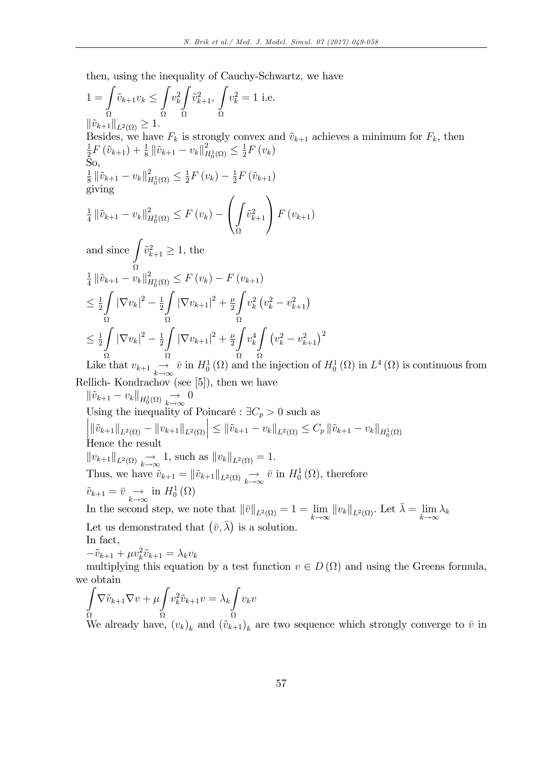then, using the inequality of Cauchy-Schwartz, we have

$$1 = \int_\Omega \tilde{v}_{k+1} v_k \leq \int_\Omega v_k^2 \int_\Omega \tilde{v}_{k+1}^2, \ \int_\Omega v_k^2 = 1 \text{ i.e.}$$

$\|\tilde{v}_{k+1}\|_{L^2(\Omega)} \geq 1.$

Besides, we have $F_k$ is strongly convex and $\tilde{v}_{k+1}$ achieves a minimum for $F_k$, then

$\frac{1}{2}F(\tilde{v}_{k+1}) + \frac{1}{8}\|\tilde{v}_{k+1} - v_k\|^2_{H_0^1(\Omega)} \leq \frac{1}{2}F(v_k)$

So,

$\frac{1}{8}\|\tilde{v}_{k+1} - v_k\|^2_{H_0^1(\Omega)} \leq \frac{1}{2}F(v_k) - \frac{1}{2}F(\tilde{v}_{k+1})$

giving

$$\frac{1}{4}\|\tilde{v}_{k+1} - v_k\|^2_{H_0^1(\Omega)} \leq F(v_k) - \left(\int_\Omega \tilde{v}_{k+1}^2\right) F(v_{k+1})$$

and since $\int_\Omega \tilde{v}_{k+1}^2 \geq 1$, the

$$\frac{1}{4}\|\tilde{v}_{k+1} - v_k\|^2_{H_0^1(\Omega)} \leq F(v_k) - F(v_{k+1})$$

$$\leq \frac{1}{2}\int_\Omega |\nabla v_k|^2 - \frac{1}{2}\int_\Omega |\nabla v_{k+1}|^2 + \frac{\mu}{2}\int_\Omega v_k^2\left(v_k^2 - v_{k+1}^2\right)$$

$$\leq \frac{1}{2}\int_\Omega |\nabla v_k|^2 - \frac{1}{2}\int_\Omega |\nabla v_{k+1}|^2 + \frac{\mu}{2}\int_\Omega v_k^4 \int_\Omega \left(v_k^2 - v_{k+1}^2\right)^2$$

Like that $v_{k+1} \underset{k\to\infty}{\to} \bar{v}$ in $H_0^1(\Omega)$ and the injection of $H_0^1(\Omega)$ in $L^4(\Omega)$ is continuous from Rellich- Kondrachov (see [5]), then we have

$\|\tilde{v}_{k+1} - v_k\|_{H_0^1(\Omega)} \underset{k\to\infty}{\to} 0$

Using the inequality of Poincaré : $\exists C_p > 0$ such as

$\left| \|\tilde{v}_{k+1}\|_{L^2(\Omega)} - \|v_{k+1}\|_{L^2(\Omega)} \right| \leq \|\tilde{v}_{k+1} - v_k\|_{L^2(\Omega)} \leq C_p \|\tilde{v}_{k+1} - v_k\|_{H_0^1(\Omega)}$

Hence the result

$\|v_{k+1}\|_{L^2(\Omega)} \underset{k\to\infty}{\to} 1$, such as $\|v_k\|_{L^2(\Omega)} = 1$.

Thus, we have $\tilde{v}_{k+1} = \|\tilde{v}_{k+1}\|_{L^2(\Omega)} \underset{k\to\infty}{\to} \bar{v}$ in $H_0^1(\Omega)$, therefore

$\tilde{v}_{k+1} = \bar{v} \underset{k\to\infty}{\to}$ in $H_0^1(\Omega)$

In the second step, we note that $\|\bar{v}\|_{L^2(\Omega)} = 1 = \lim_{k\to\infty} \|v_k\|_{L^2(\Omega)}$. Let $\bar{\lambda} = \lim_{k\to\infty} \lambda_k$

Let us demonstrated that $(\bar{v}, \bar{\lambda})$ is a solution.

In fact,

$-\tilde{v}_{k+1} + \mu v_k^2 \tilde{v}_{k+1} = \lambda_k v_k$

multiplying this equation by a test function $v \in D(\Omega)$ and using the Greens formula, we obtain

$$\int_\Omega \nabla \tilde{v}_{k+1} \nabla v + \mu \int_\Omega v_k^2 \tilde{v}_{k+1} v = \lambda_k \int_\Omega v_k v$$

We already have, $(v_k)_k$ and $(\tilde{v}_{k+1})_k$ are two sequence which strongly converge to $\bar{v}$ in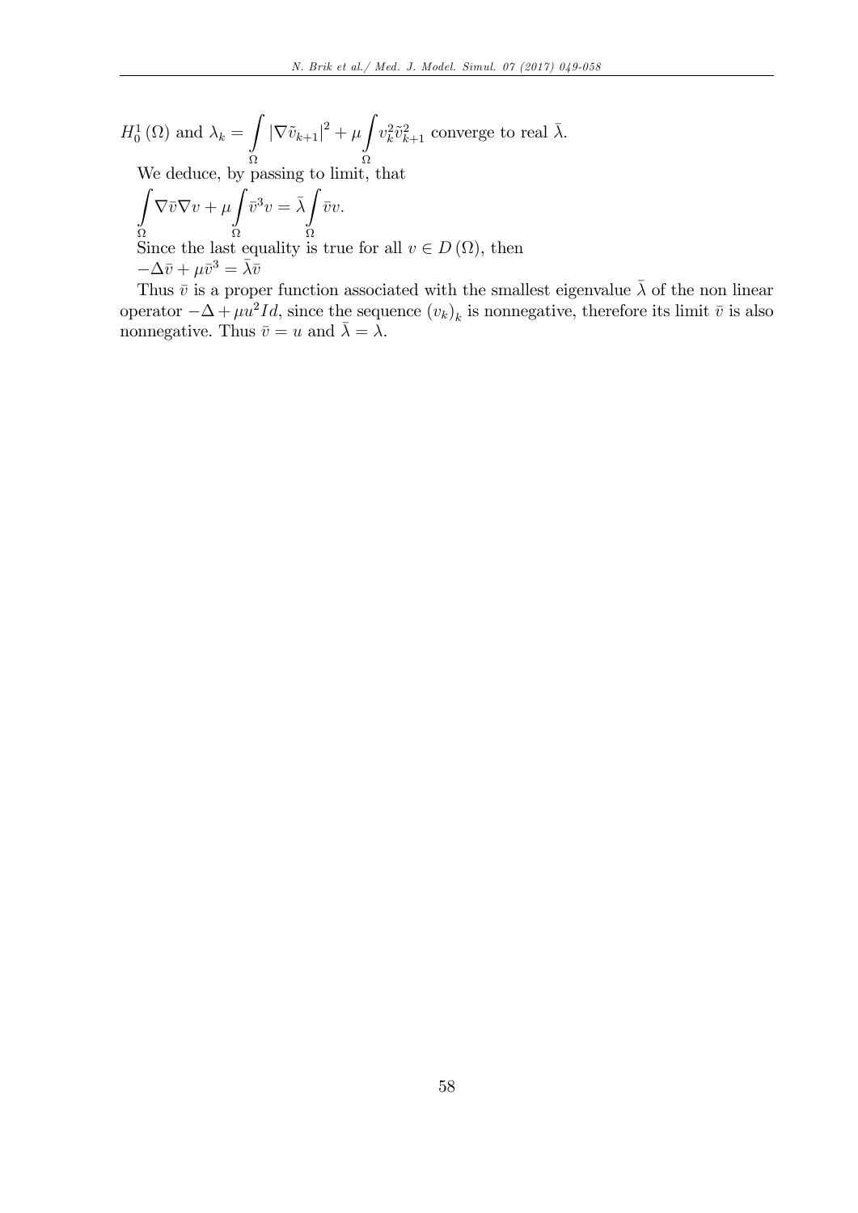$H_0^1(\Omega)$ and $\lambda_k = \int\limits_\Omega |\nabla \tilde{v}_{k+1}|^2 + \mu \int\limits_\Omega v_k^2 \tilde{v}_{k+1}^2$ converge to real $\bar{\lambda}$.

We deduce, by passing to limit, that

$$\int\limits_\Omega \nabla \bar{v} \nabla v + \mu \int\limits_\Omega \bar{v}^3 v = \bar{\lambda} \int\limits_\Omega \bar{v} v.$$

Since the last equality is true for all $v \in D(\Omega)$, then

$$-\Delta \bar{v} + \mu \bar{v}^3 = \bar{\lambda} \bar{v}$$

Thus $\bar{v}$ is a proper function associated with the smallest eigenvalue $\bar{\lambda}$ of the non linear operator $-\Delta + \mu u^2 Id$, since the sequence $(v_k)_k$ is nonnegative, therefore its limit $\bar{v}$ is also nonnegative. Thus $\bar{v} = u$ and $\bar{\lambda} = \lambda$.